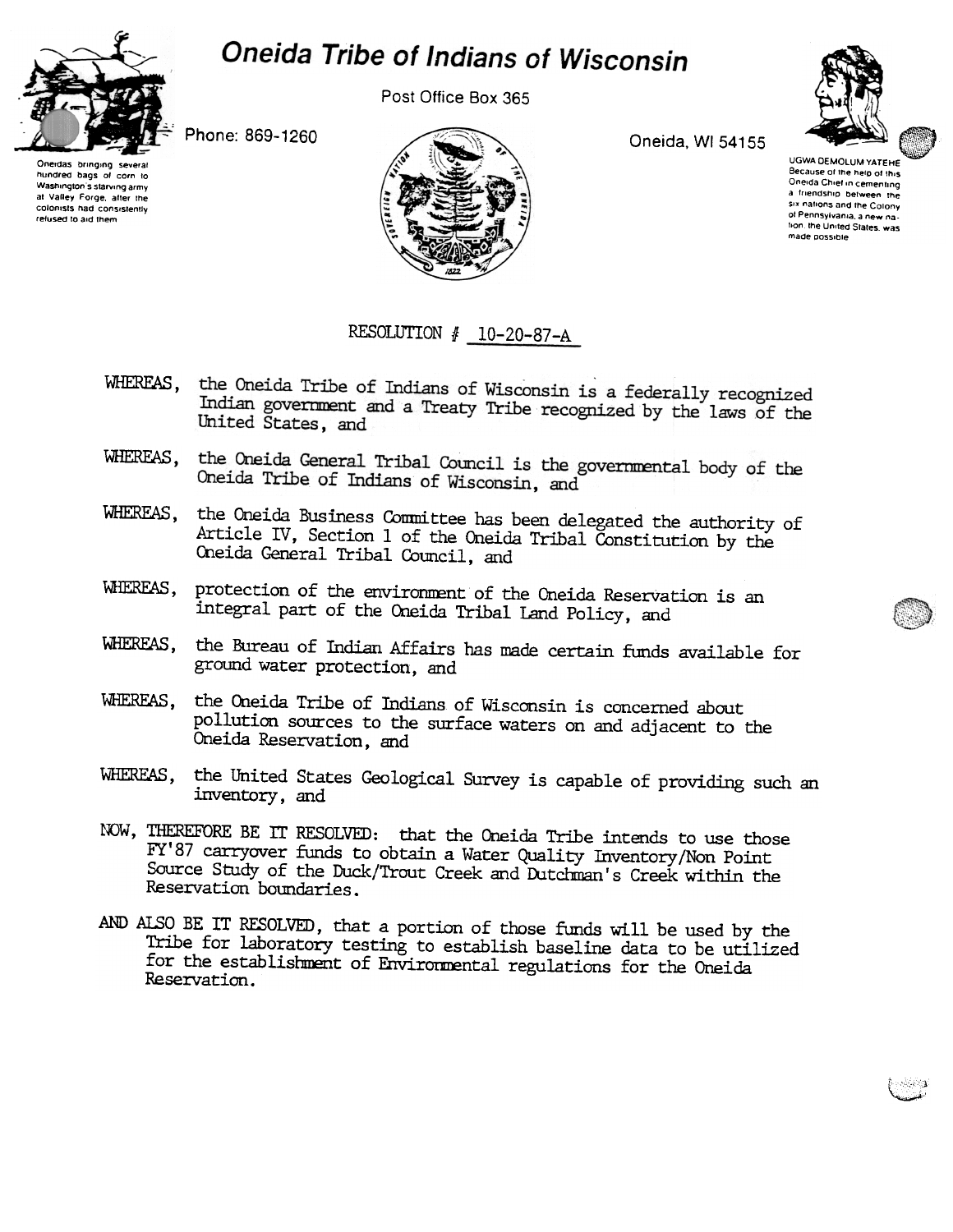# Oneida Tribe of Indians of Wisconsin

Post Office Box 365

Phone: 869-1260

Oneida, WI 54155

Oneidas bringing several hundred bags of corn to Washington's starving army at Valley Forge, after the colonists had consistently refused to aid them

UGWA DEMOLUM YATEHE
Because of the help of this Oneida Chief in cementing a friendship between the six nations and the Colony of Pennsylvania, a new nation, the United States, was made possible

RESOLUTION # 10-20-87-A

WHEREAS, the Oneida Tribe of Indians of Wisconsin is a federally recognized Indian government and a Treaty Tribe recognized by the laws of the United States, and

WHEREAS, the Oneida General Tribal Council is the governmental body of the Oneida Tribe of Indians of Wisconsin, and

WHEREAS, the Oneida Business Committee has been delegated the authority of Article IV, Section 1 of the Oneida Tribal Constitution by the Oneida General Tribal Council, and

WHEREAS, protection of the environment of the Oneida Reservation is an integral part of the Oneida Tribal Land Policy, and

WHEREAS, the Bureau of Indian Affairs has made certain funds available for ground water protection, and

WHEREAS, the Oneida Tribe of Indians of Wisconsin is concerned about pollution sources to the surface waters on and adjacent to the Oneida Reservation, and

WHEREAS, the United States Geological Survey is capable of providing such an inventory, and

NOW, THEREFORE BE IT RESOLVED: that the Oneida Tribe intends to use those FY'87 carryover funds to obtain a Water Quality Inventory/Non Point Source Study of the Duck/Trout Creek and Dutchman's Creek within the Reservation boundaries.

AND ALSO BE IT RESOLVED, that a portion of those funds will be used by the Tribe for laboratory testing to establish baseline data to be utilized for the establishment of Environmental regulations for the Oneida Reservation.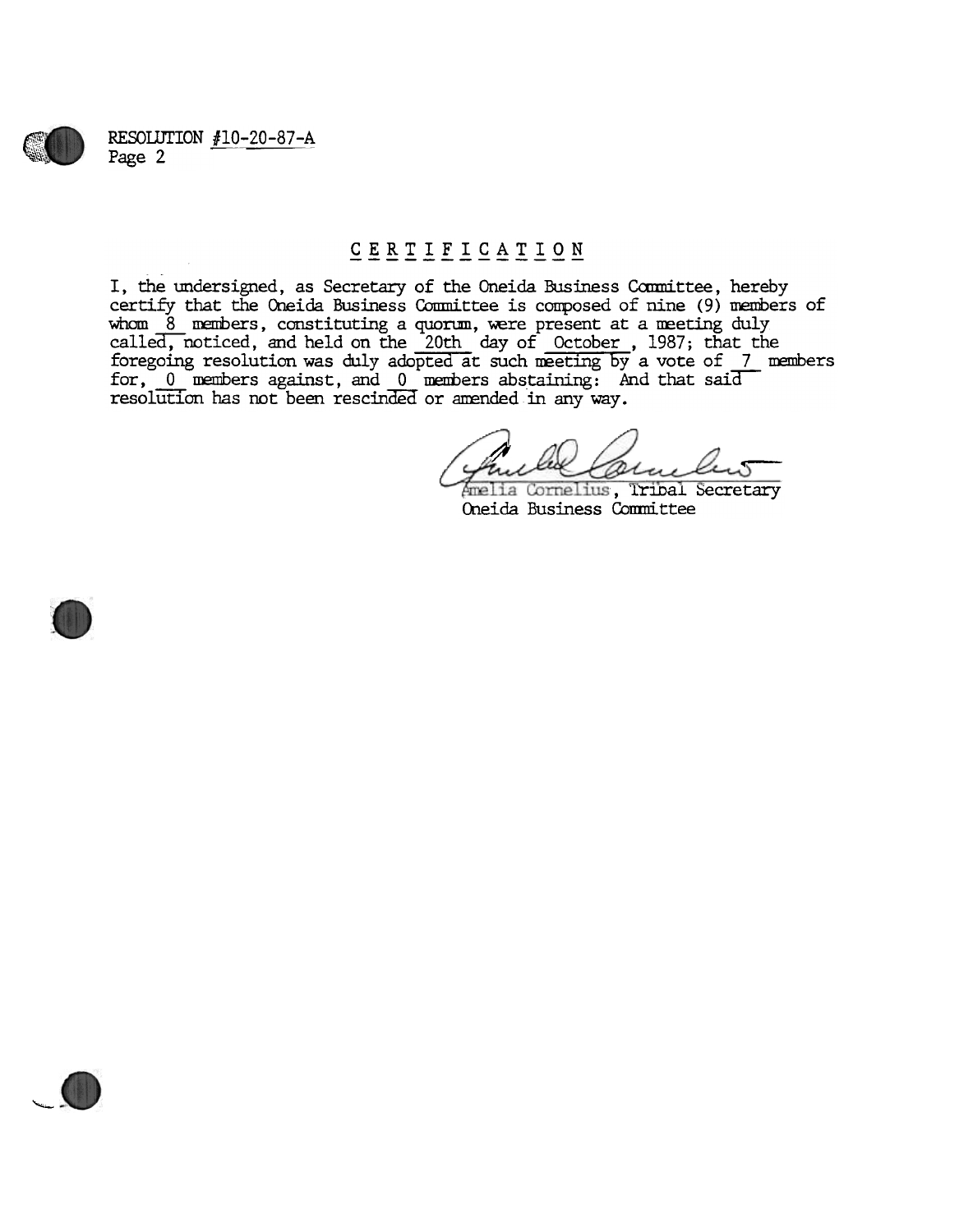RESOLUTION #10-20-87-A
Page 2

## CERTIFICATION

I, the undersigned, as Secretary of the Oneida Business Committee, hereby certify that the Oneida Business Committee is composed of nine (9) members of whom 8 members, constituting a quorum, were present at a meeting duly called, noticed, and held on the 20th day of October, 1987; that the foregoing resolution was duly adopted at such meeting by a vote of 7 members for, 0 members against, and 0 members abstaining: And that said resolution has not been rescinded or amended in any way.

Amelia Cornelius, Tribal Secretary
Oneida Business Committee